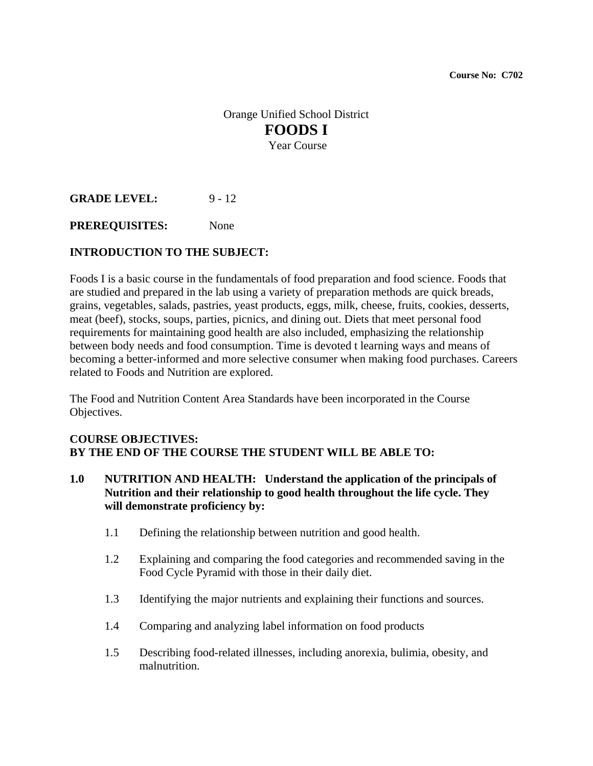**Course No: C702**

Orange Unified School District

# FOODS I

Year Course

**GRADE LEVEL:** 9 - 12

**PREREQUISITES:** None

**INTRODUCTION TO THE SUBJECT:**

Foods I is a basic course in the fundamentals of food preparation and food science. Foods that are studied and prepared in the lab using a variety of preparation methods are quick breads, grains, vegetables, salads, pastries, yeast products, eggs, milk, cheese, fruits, cookies, desserts, meat (beef), stocks, soups, parties, picnics, and dining out. Diets that meet personal food requirements for maintaining good health are also included, emphasizing the relationship between body needs and food consumption. Time is devoted t learning ways and means of becoming a better-informed and more selective consumer when making food purchases. Careers related to Foods and Nutrition are explored.

The Food and Nutrition Content Area Standards have been incorporated in the Course Objectives.

**COURSE OBJECTIVES:**
**BY THE END OF THE COURSE THE STUDENT WILL BE ABLE TO:**

**1.0 NUTRITION AND HEALTH: Understand the application of the principals of Nutrition and their relationship to good health throughout the life cycle. They will demonstrate proficiency by:**

- 1.1 Defining the relationship between nutrition and good health.
- 1.2 Explaining and comparing the food categories and recommended saving in the Food Cycle Pyramid with those in their daily diet.
- 1.3 Identifying the major nutrients and explaining their functions and sources.
- 1.4 Comparing and analyzing label information on food products
- 1.5 Describing food-related illnesses, including anorexia, bulimia, obesity, and malnutrition.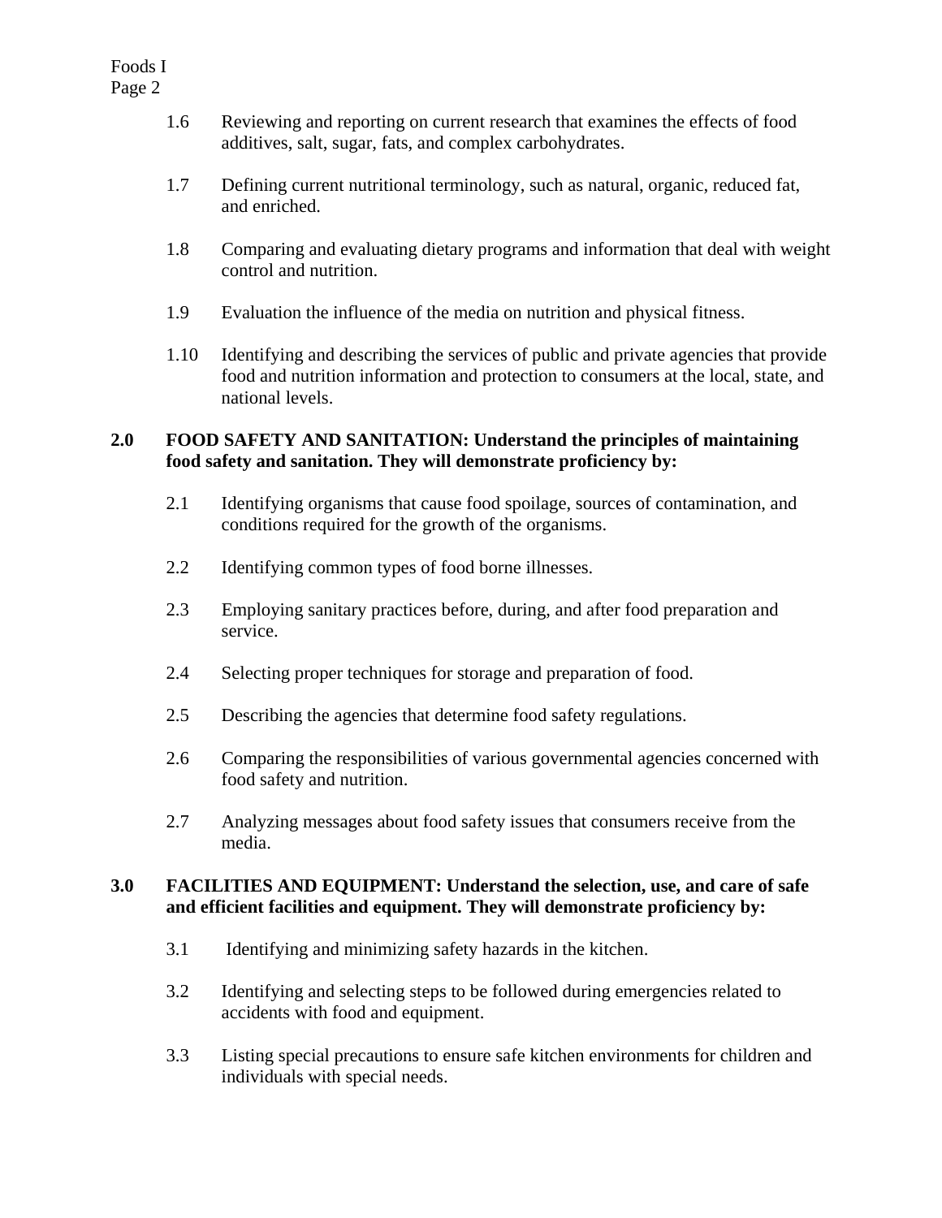1.6 Reviewing and reporting on current research that examines the effects of food additives, salt, sugar, fats, and complex carbohydrates.

1.7 Defining current nutritional terminology, such as natural, organic, reduced fat, and enriched.

1.8 Comparing and evaluating dietary programs and information that deal with weight control and nutrition.

1.9 Evaluation the influence of the media on nutrition and physical fitness.

1.10 Identifying and describing the services of public and private agencies that provide food and nutrition information and protection to consumers at the local, state, and national levels.

**2.0 FOOD SAFETY AND SANITATION: Understand the principles of maintaining food safety and sanitation. They will demonstrate proficiency by:**

2.1 Identifying organisms that cause food spoilage, sources of contamination, and conditions required for the growth of the organisms.

2.2 Identifying common types of food borne illnesses.

2.3 Employing sanitary practices before, during, and after food preparation and service.

2.4 Selecting proper techniques for storage and preparation of food.

2.5 Describing the agencies that determine food safety regulations.

2.6 Comparing the responsibilities of various governmental agencies concerned with food safety and nutrition.

2.7 Analyzing messages about food safety issues that consumers receive from the media.

**3.0 FACILITIES AND EQUIPMENT: Understand the selection, use, and care of safe and efficient facilities and equipment. They will demonstrate proficiency by:**

3.1 Identifying and minimizing safety hazards in the kitchen.

3.2 Identifying and selecting steps to be followed during emergencies related to accidents with food and equipment.

3.3 Listing special precautions to ensure safe kitchen environments for children and individuals with special needs.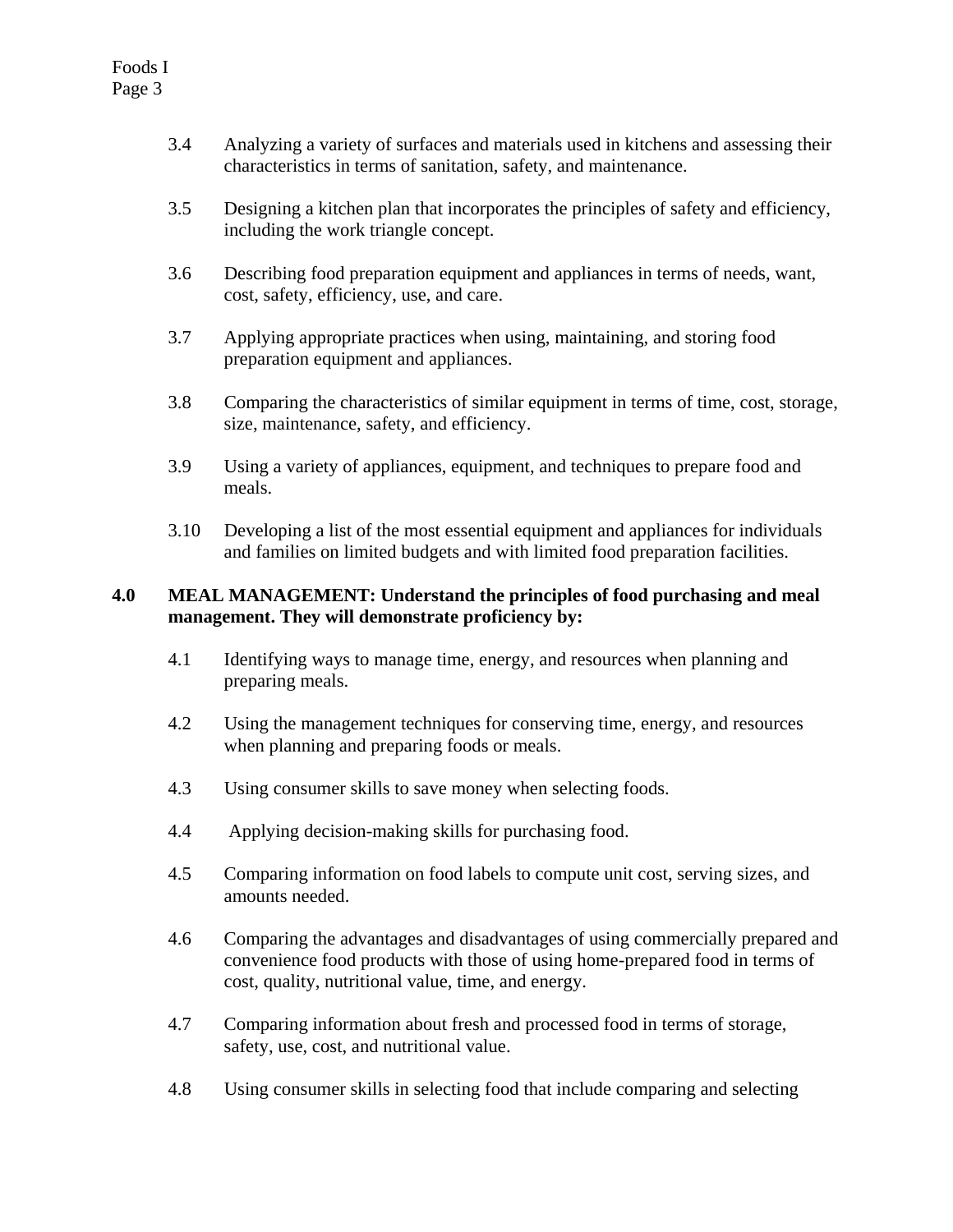3.4 Analyzing a variety of surfaces and materials used in kitchens and assessing their characteristics in terms of sanitation, safety, and maintenance.

3.5 Designing a kitchen plan that incorporates the principles of safety and efficiency, including the work triangle concept.

3.6 Describing food preparation equipment and appliances in terms of needs, want, cost, safety, efficiency, use, and care.

3.7 Applying appropriate practices when using, maintaining, and storing food preparation equipment and appliances.

3.8 Comparing the characteristics of similar equipment in terms of time, cost, storage, size, maintenance, safety, and efficiency.

3.9 Using a variety of appliances, equipment, and techniques to prepare food and meals.

3.10 Developing a list of the most essential equipment and appliances for individuals and families on limited budgets and with limited food preparation facilities.

**4.0 MEAL MANAGEMENT: Understand the principles of food purchasing and meal management. They will demonstrate proficiency by:**

4.1 Identifying ways to manage time, energy, and resources when planning and preparing meals.

4.2 Using the management techniques for conserving time, energy, and resources when planning and preparing foods or meals.

4.3 Using consumer skills to save money when selecting foods.

4.4 Applying decision-making skills for purchasing food.

4.5 Comparing information on food labels to compute unit cost, serving sizes, and amounts needed.

4.6 Comparing the advantages and disadvantages of using commercially prepared and convenience food products with those of using home-prepared food in terms of cost, quality, nutritional value, time, and energy.

4.7 Comparing information about fresh and processed food in terms of storage, safety, use, cost, and nutritional value.

4.8 Using consumer skills in selecting food that include comparing and selecting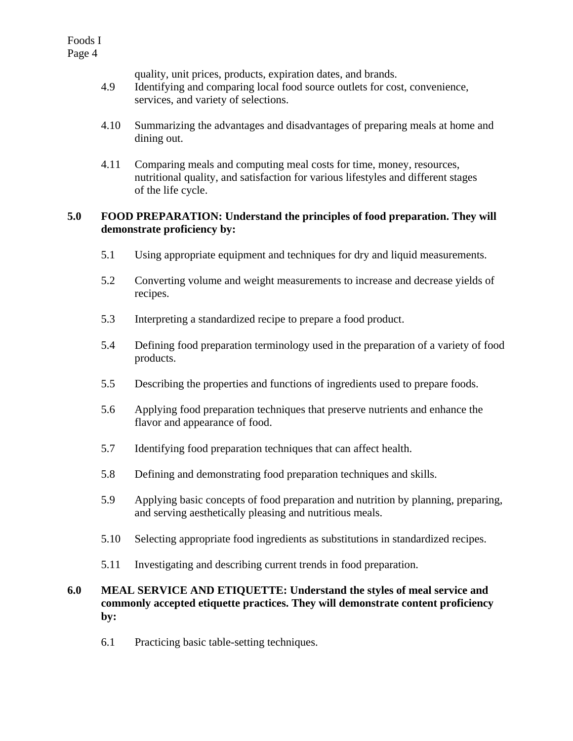quality, unit prices, products, expiration dates, and brands.

4.9 Identifying and comparing local food source outlets for cost, convenience, services, and variety of selections.

4.10 Summarizing the advantages and disadvantages of preparing meals at home and dining out.

4.11 Comparing meals and computing meal costs for time, money, resources, nutritional quality, and satisfaction for various lifestyles and different stages of the life cycle.

**5.0 FOOD PREPARATION: Understand the principles of food preparation. They will demonstrate proficiency by:**

5.1 Using appropriate equipment and techniques for dry and liquid measurements.

5.2 Converting volume and weight measurements to increase and decrease yields of recipes.

5.3 Interpreting a standardized recipe to prepare a food product.

5.4 Defining food preparation terminology used in the preparation of a variety of food products.

5.5 Describing the properties and functions of ingredients used to prepare foods.

5.6 Applying food preparation techniques that preserve nutrients and enhance the flavor and appearance of food.

5.7 Identifying food preparation techniques that can affect health.

5.8 Defining and demonstrating food preparation techniques and skills.

5.9 Applying basic concepts of food preparation and nutrition by planning, preparing, and serving aesthetically pleasing and nutritious meals.

5.10 Selecting appropriate food ingredients as substitutions in standardized recipes.

5.11 Investigating and describing current trends in food preparation.

**6.0 MEAL SERVICE AND ETIQUETTE: Understand the styles of meal service and commonly accepted etiquette practices. They will demonstrate content proficiency by:**

6.1 Practicing basic table-setting techniques.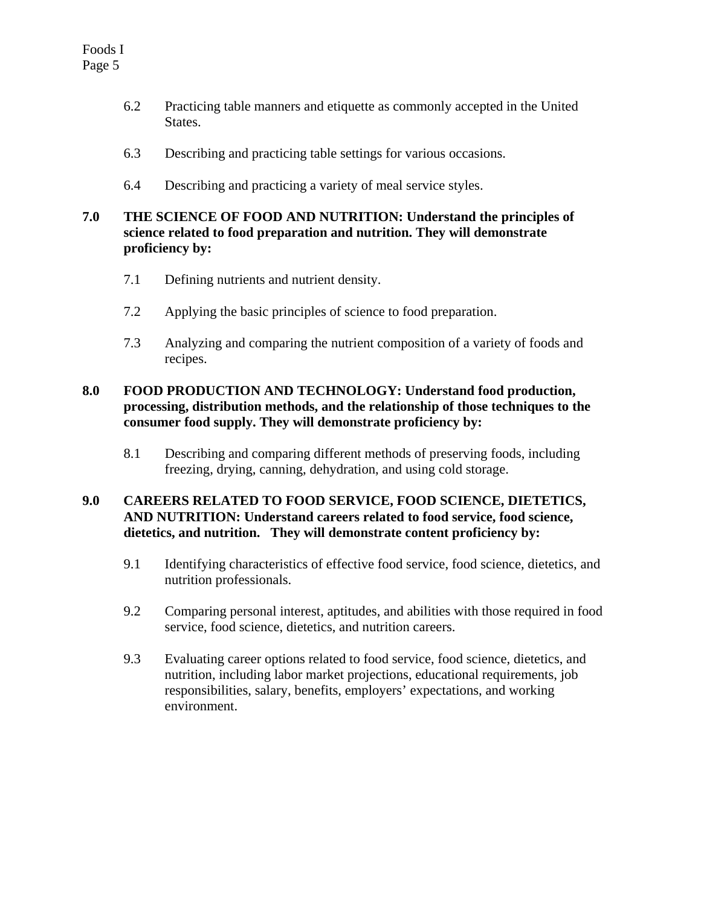6.2 Practicing table manners and etiquette as commonly accepted in the United States.

6.3 Describing and practicing table settings for various occasions.

6.4 Describing and practicing a variety of meal service styles.

**7.0 THE SCIENCE OF FOOD AND NUTRITION: Understand the principles of science related to food preparation and nutrition. They will demonstrate proficiency by:**

7.1 Defining nutrients and nutrient density.

7.2 Applying the basic principles of science to food preparation.

7.3 Analyzing and comparing the nutrient composition of a variety of foods and recipes.

**8.0 FOOD PRODUCTION AND TECHNOLOGY: Understand food production, processing, distribution methods, and the relationship of those techniques to the consumer food supply. They will demonstrate proficiency by:**

8.1 Describing and comparing different methods of preserving foods, including freezing, drying, canning, dehydration, and using cold storage.

**9.0 CAREERS RELATED TO FOOD SERVICE, FOOD SCIENCE, DIETETICS, AND NUTRITION: Understand careers related to food service, food science, dietetics, and nutrition. They will demonstrate content proficiency by:**

9.1 Identifying characteristics of effective food service, food science, dietetics, and nutrition professionals.

9.2 Comparing personal interest, aptitudes, and abilities with those required in food service, food science, dietetics, and nutrition careers.

9.3 Evaluating career options related to food service, food science, dietetics, and nutrition, including labor market projections, educational requirements, job responsibilities, salary, benefits, employers' expectations, and working environment.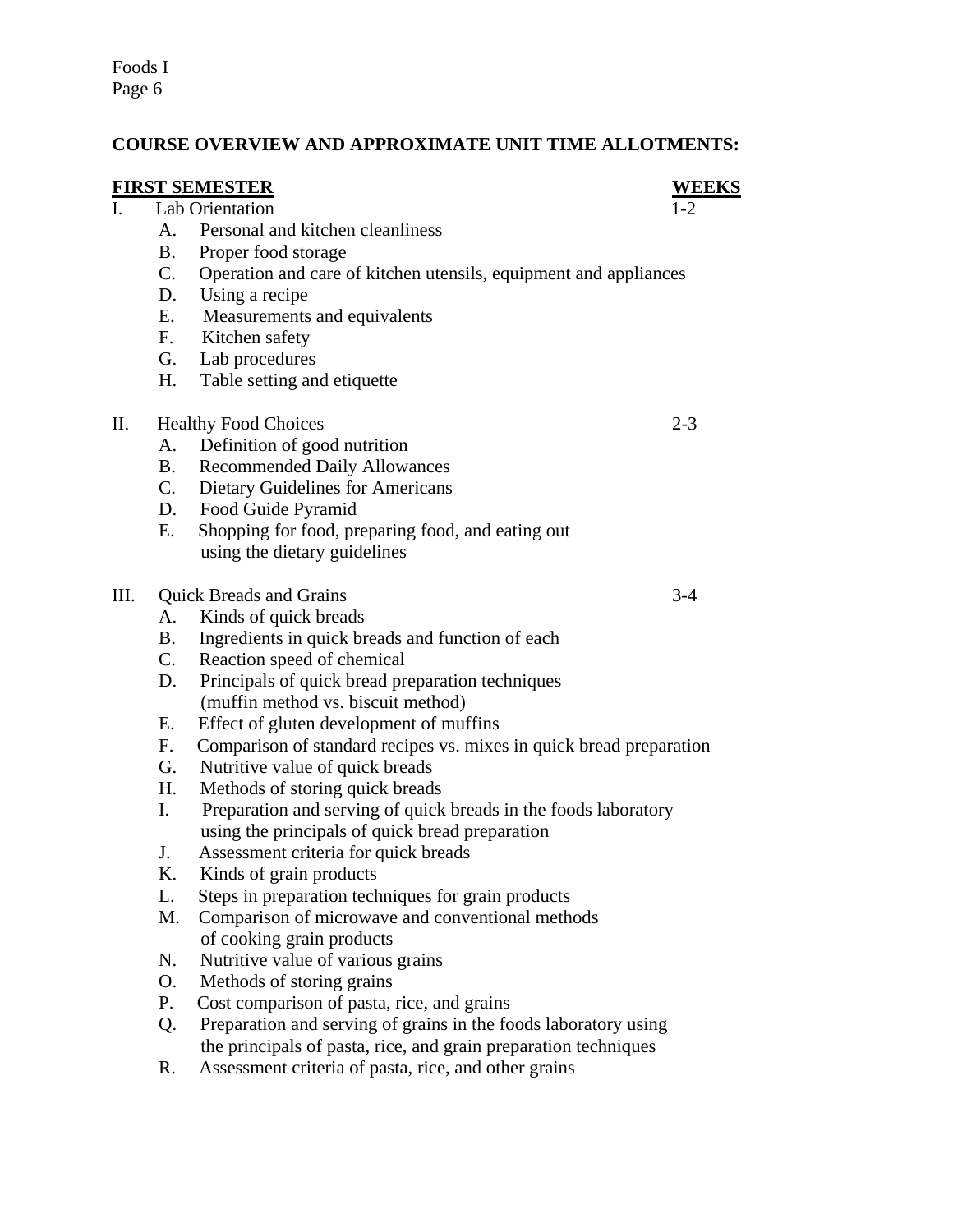## COURSE OVERVIEW AND APPROXIMATE UNIT TIME ALLOTMENTS:

| **FIRST SEMESTER** | **WEEKS** |
|---|---|
| I. Lab Orientation | 1-2 |

- A. Personal and kitchen cleanliness
- B. Proper food storage
- C. Operation and care of kitchen utensils, equipment and appliances
- D. Using a recipe
- E. Measurements and equivalents
- F. Kitchen safety
- G. Lab procedures
- H. Table setting and etiquette

| | |
|---|---|
| II. Healthy Food Choices | 2-3 |

- A. Definition of good nutrition
- B. Recommended Daily Allowances
- C. Dietary Guidelines for Americans
- D. Food Guide Pyramid
- E. Shopping for food, preparing food, and eating out using the dietary guidelines

| | |
|---|---|
| III. Quick Breads and Grains | 3-4 |

- A. Kinds of quick breads
- B. Ingredients in quick breads and function of each
- C. Reaction speed of chemical
- D. Principals of quick bread preparation techniques (muffin method vs. biscuit method)
- E. Effect of gluten development of muffins
- F. Comparison of standard recipes vs. mixes in quick bread preparation
- G. Nutritive value of quick breads
- H. Methods of storing quick breads
- I. Preparation and serving of quick breads in the foods laboratory using the principals of quick bread preparation
- J. Assessment criteria for quick breads
- K. Kinds of grain products
- L. Steps in preparation techniques for grain products
- M. Comparison of microwave and conventional methods of cooking grain products
- N. Nutritive value of various grains
- O. Methods of storing grains
- P. Cost comparison of pasta, rice, and grains
- Q. Preparation and serving of grains in the foods laboratory using the principals of pasta, rice, and grain preparation techniques
- R. Assessment criteria of pasta, rice, and other grains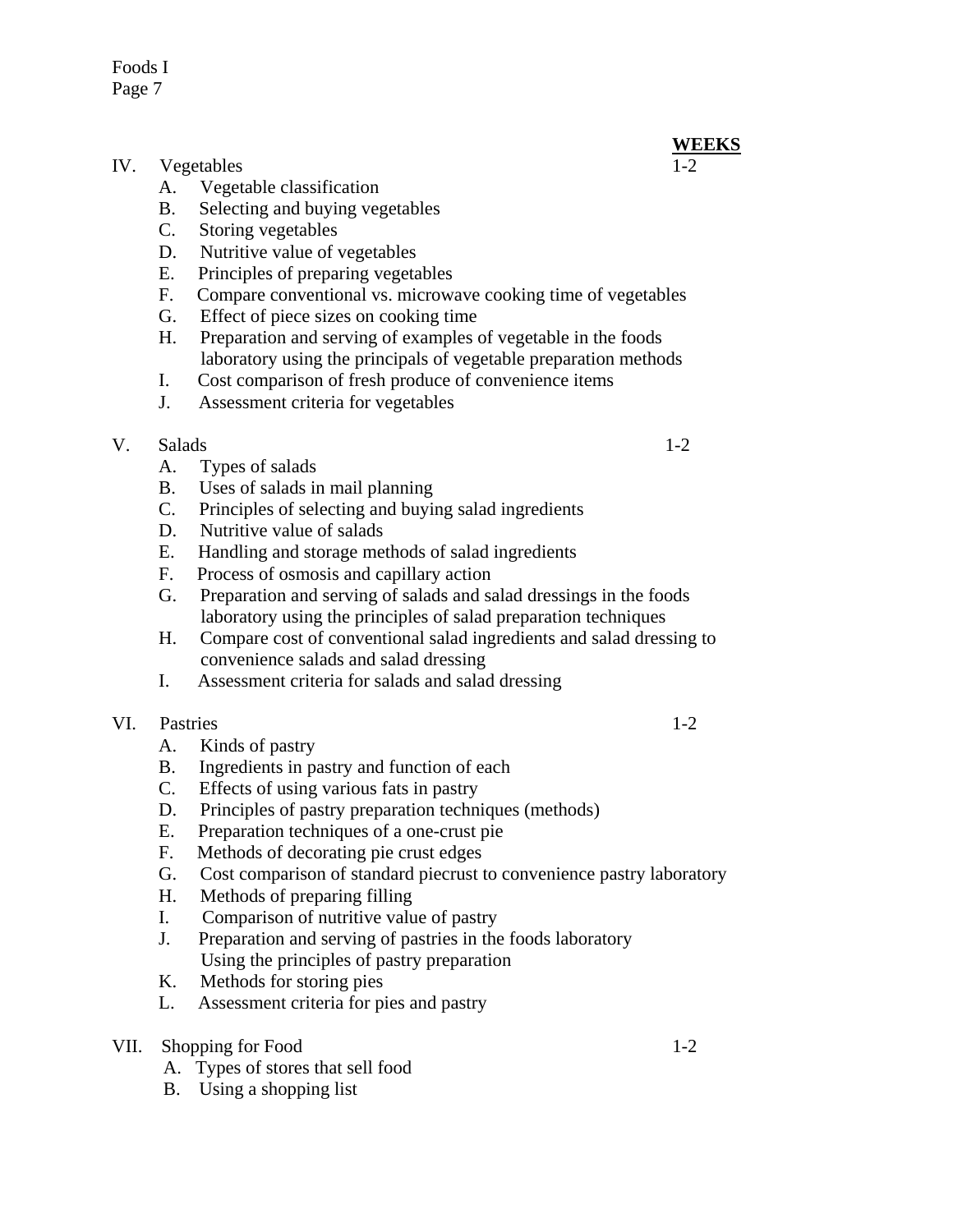**WEEKS**

IV. Vegetables — 1-2

A. Vegetable classification
B. Selecting and buying vegetables
C. Storing vegetables
D. Nutritive value of vegetables
E. Principles of preparing vegetables
F. Compare conventional vs. microwave cooking time of vegetables
G. Effect of piece sizes on cooking time
H. Preparation and serving of examples of vegetable in the foods laboratory using the principals of vegetable preparation methods
I. Cost comparison of fresh produce of convenience items
J. Assessment criteria for vegetables

V. Salads — 1-2

A. Types of salads
B. Uses of salads in mail planning
C. Principles of selecting and buying salad ingredients
D. Nutritive value of salads
E. Handling and storage methods of salad ingredients
F. Process of osmosis and capillary action
G. Preparation and serving of salads and salad dressings in the foods laboratory using the principles of salad preparation techniques
H. Compare cost of conventional salad ingredients and salad dressing to convenience salads and salad dressing
I. Assessment criteria for salads and salad dressing

VI. Pastries — 1-2

A. Kinds of pastry
B. Ingredients in pastry and function of each
C. Effects of using various fats in pastry
D. Principles of pastry preparation techniques (methods)
E. Preparation techniques of a one-crust pie
F. Methods of decorating pie crust edges
G. Cost comparison of standard piecrust to convenience pastry laboratory
H. Methods of preparing filling
I. Comparison of nutritive value of pastry
J. Preparation and serving of pastries in the foods laboratory Using the principles of pastry preparation
K. Methods for storing pies
L. Assessment criteria for pies and pastry

VII. Shopping for Food — 1-2

A. Types of stores that sell food
B. Using a shopping list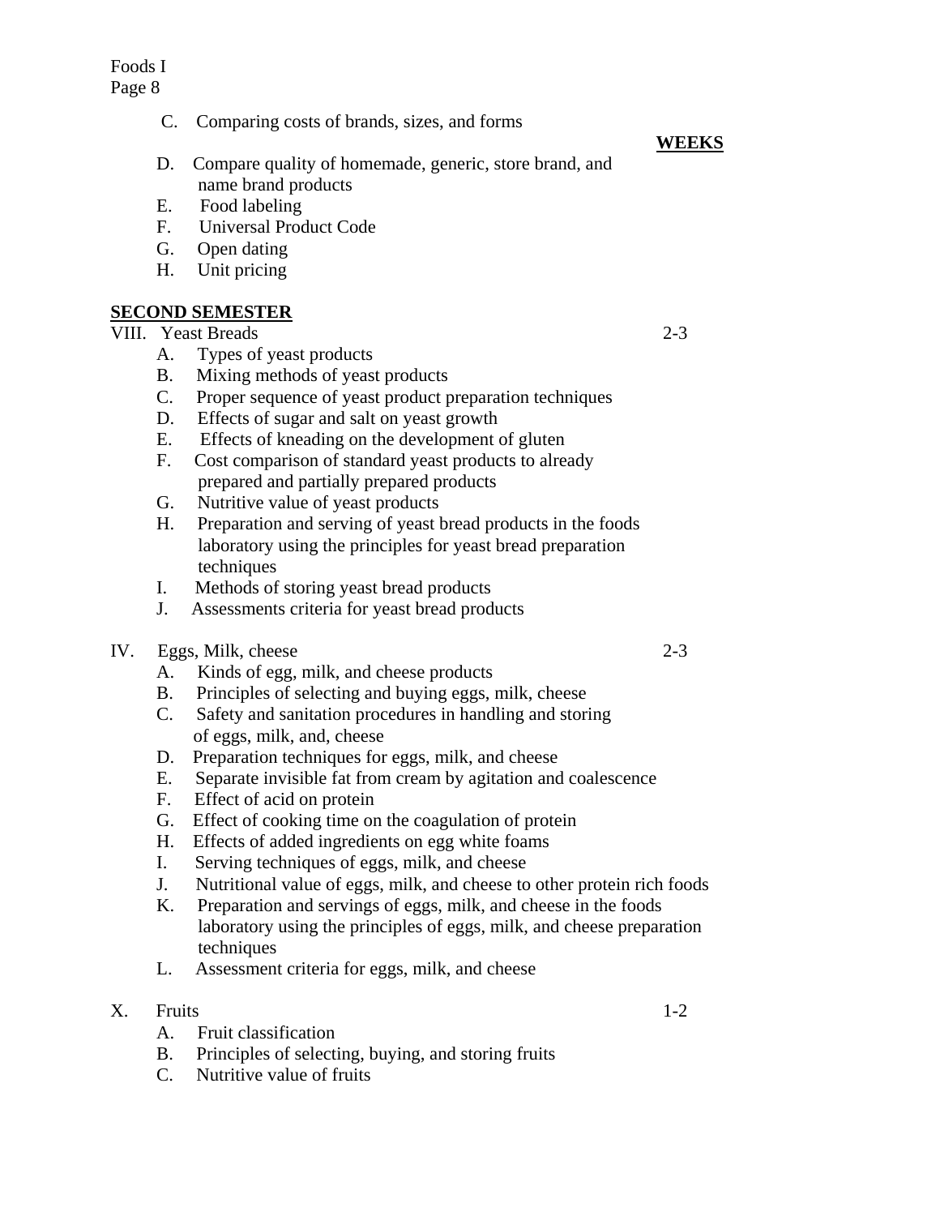C. Comparing costs of brands, sizes, and forms

**WEEKS**

D. Compare quality of homemade, generic, store brand, and name brand products
E. Food labeling
F. Universal Product Code
G. Open dating
H. Unit pricing

**SECOND SEMESTER**

VIII. Yeast Breads — 2-3

A. Types of yeast products
B. Mixing methods of yeast products
C. Proper sequence of yeast product preparation techniques
D. Effects of sugar and salt on yeast growth
E. Effects of kneading on the development of gluten
F. Cost comparison of standard yeast products to already prepared and partially prepared products
G. Nutritive value of yeast products
H. Preparation and serving of yeast bread products in the foods laboratory using the principles for yeast bread preparation techniques
I. Methods of storing yeast bread products
J. Assessments criteria for yeast bread products

IV. Eggs, Milk, cheese — 2-3

A. Kinds of egg, milk, and cheese products
B. Principles of selecting and buying eggs, milk, cheese
C. Safety and sanitation procedures in handling and storing of eggs, milk, and, cheese
D. Preparation techniques for eggs, milk, and cheese
E. Separate invisible fat from cream by agitation and coalescence
F. Effect of acid on protein
G. Effect of cooking time on the coagulation of protein
H. Effects of added ingredients on egg white foams
I. Serving techniques of eggs, milk, and cheese
J. Nutritional value of eggs, milk, and cheese to other protein rich foods
K. Preparation and servings of eggs, milk, and cheese in the foods laboratory using the principles of eggs, milk, and cheese preparation techniques
L. Assessment criteria for eggs, milk, and cheese

X. Fruits — 1-2

A. Fruit classification
B. Principles of selecting, buying, and storing fruits
C. Nutritive value of fruits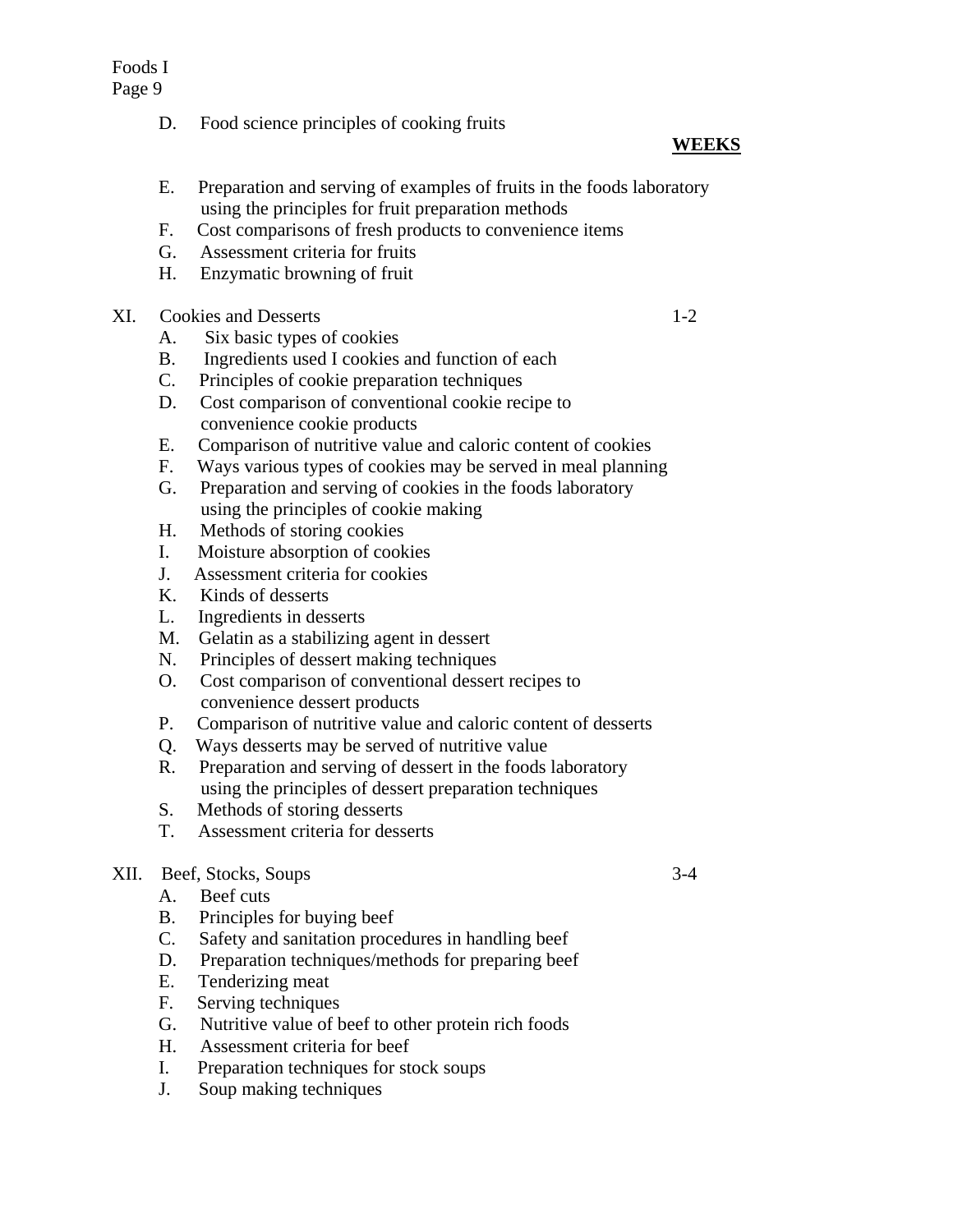D. Food science principles of cooking fruits

**WEEKS**

E. Preparation and serving of examples of fruits in the foods laboratory using the principles for fruit preparation methods
F. Cost comparisons of fresh products to convenience items
G. Assessment criteria for fruits
H. Enzymatic browning of fruit

XI. Cookies and Desserts 1-2

A. Six basic types of cookies
B. Ingredients used I cookies and function of each
C. Principles of cookie preparation techniques
D. Cost comparison of conventional cookie recipe to convenience cookie products
E. Comparison of nutritive value and caloric content of cookies
F. Ways various types of cookies may be served in meal planning
G. Preparation and serving of cookies in the foods laboratory using the principles of cookie making
H. Methods of storing cookies
I. Moisture absorption of cookies
J. Assessment criteria for cookies
K. Kinds of desserts
L. Ingredients in desserts
M. Gelatin as a stabilizing agent in dessert
N. Principles of dessert making techniques
O. Cost comparison of conventional dessert recipes to convenience dessert products
P. Comparison of nutritive value and caloric content of desserts
Q. Ways desserts may be served of nutritive value
R. Preparation and serving of dessert in the foods laboratory using the principles of dessert preparation techniques
S. Methods of storing desserts
T. Assessment criteria for desserts

XII. Beef, Stocks, Soups 3-4

A. Beef cuts
B. Principles for buying beef
C. Safety and sanitation procedures in handling beef
D. Preparation techniques/methods for preparing beef
E. Tenderizing meat
F. Serving techniques
G. Nutritive value of beef to other protein rich foods
H. Assessment criteria for beef
I. Preparation techniques for stock soups
J. Soup making techniques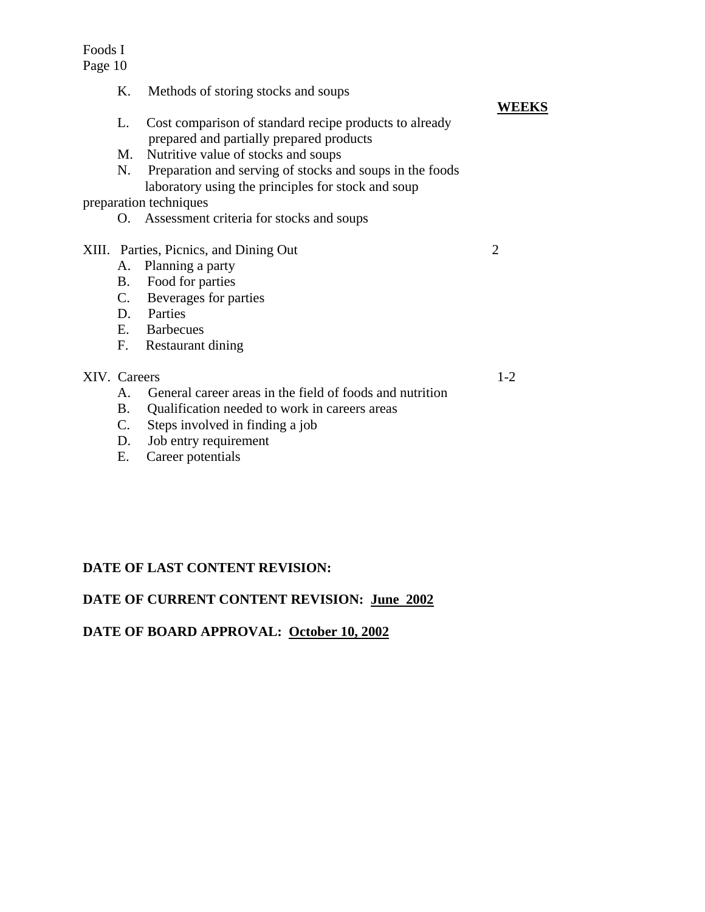K. Methods of storing stocks and soups

**WEEKS**

L. Cost comparison of standard recipe products to already prepared and partially prepared products
M. Nutritive value of stocks and soups
N. Preparation and serving of stocks and soups in the foods laboratory using the principles for stock and soup preparation techniques
O. Assessment criteria for stocks and soups

XIII. Parties, Picnics, and Dining Out — 2

A. Planning a party
B. Food for parties
C. Beverages for parties
D. Parties
E. Barbecues
F. Restaurant dining

XIV. Careers — 1-2

A. General career areas in the field of foods and nutrition
B. Qualification needed to work in careers areas
C. Steps involved in finding a job
D. Job entry requirement
E. Career potentials

**DATE OF LAST CONTENT REVISION:**

**DATE OF CURRENT CONTENT REVISION: June 2002**

**DATE OF BOARD APPROVAL: October 10, 2002**